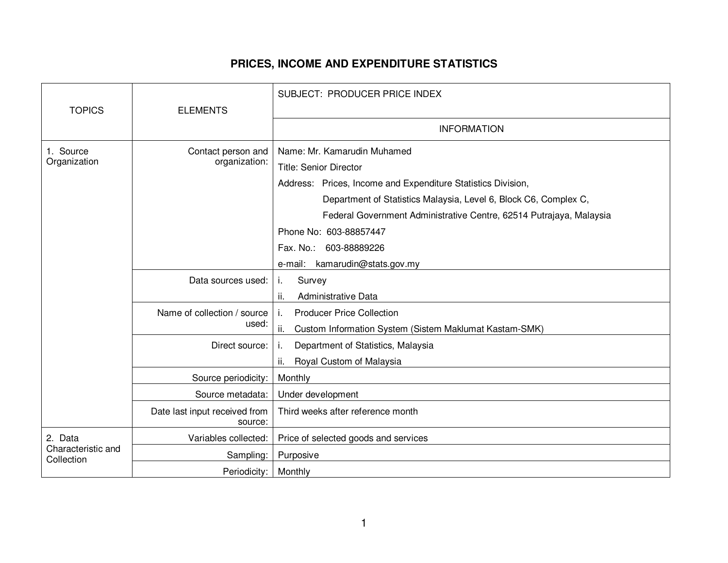# PRICES, INCOME AND EXPENDITURE STATISTICS

| TOPICS | ELEMENTS | SUBJECT: PRODUCER PRICE INDEX<br>INFORMATION |
|---|---|---|
| 1. Source Organization | Contact person and organization: | Name: Mr. Kamarudin Muhamed<br>Title: Senior Director<br>Address: Prices, Income and Expenditure Statistics Division, Department of Statistics Malaysia, Level 6, Block C6, Complex C, Federal Government Administrative Centre, 62514 Putrajaya, Malaysia<br>Phone No: 603-88857447<br>Fax. No.: 603-88889226<br>e-mail: kamarudin@stats.gov.my |
| | Data sources used: | i. Survey<br>ii. Administrative Data |
| | Name of collection / source used: | i. Producer Price Collection<br>ii. Custom Information System (Sistem Maklumat Kastam-SMK) |
| | Direct source: | i. Department of Statistics, Malaysia<br>ii. Royal Custom of Malaysia |
| | Source periodicity: | Monthly |
| | Source metadata: | Under development |
| | Date last input received from source: | Third weeks after reference month |
| 2. Data Characteristic and Collection | Variables collected: | Price of selected goods and services |
| | Sampling: | Purposive |
| | Periodicity: | Monthly |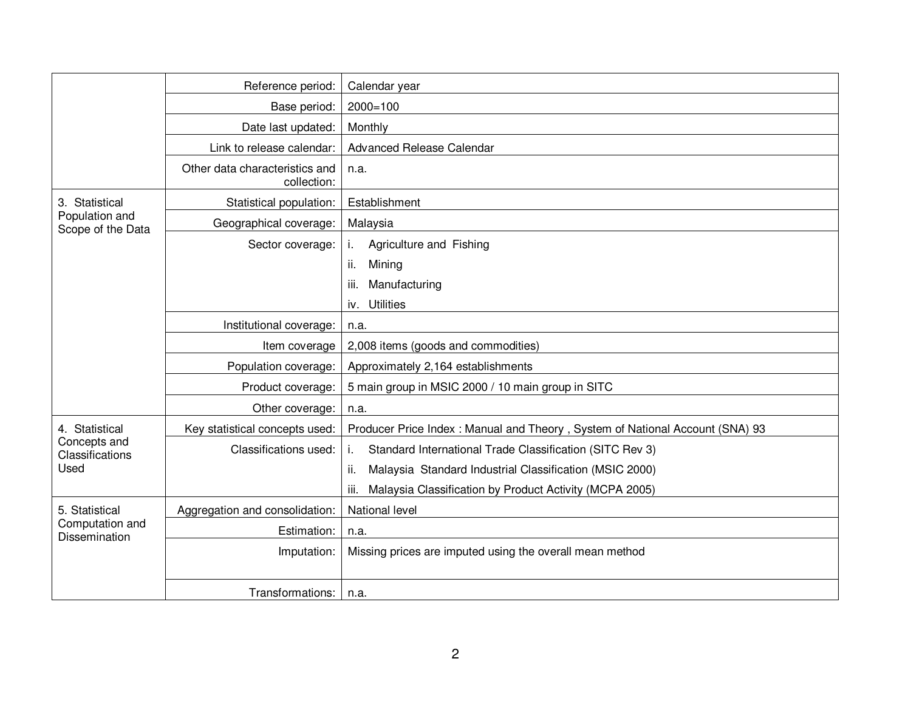| | | |
|---|---|---|
| | Reference period: | Calendar year |
| | Base period: | 2000=100 |
| | Date last updated: | Monthly |
| | Link to release calendar: | Advanced Release Calendar |
| | Other data characteristics and collection: | n.a. |
| 3. Statistical Population and Scope of the Data | Statistical population: | Establishment |
| | Geographical coverage: | Malaysia |
| | Sector coverage: | i. Agriculture and Fishing<br>ii. Mining<br>iii. Manufacturing<br>iv. Utilities |
| | Institutional coverage: | n.a. |
| | Item coverage | 2,008 items (goods and commodities) |
| | Population coverage: | Approximately 2,164 establishments |
| | Product coverage: | 5 main group in MSIC 2000 / 10 main group in SITC |
| | Other coverage: | n.a. |
| 4. Statistical Concepts and Classifications Used | Key statistical concepts used: | Producer Price Index : Manual and Theory , System of National Account (SNA) 93 |
| | Classifications used: | i. Standard International Trade Classification (SITC Rev 3)<br>ii. Malaysia Standard Industrial Classification (MSIC 2000)<br>iii. Malaysia Classification by Product Activity (MCPA 2005) |
| 5. Statistical Computation and Dissemination | Aggregation and consolidation: | National level |
| | Estimation: | n.a. |
| | Imputation: | Missing prices are imputed using the overall mean method |
| | Transformations: | n.a. |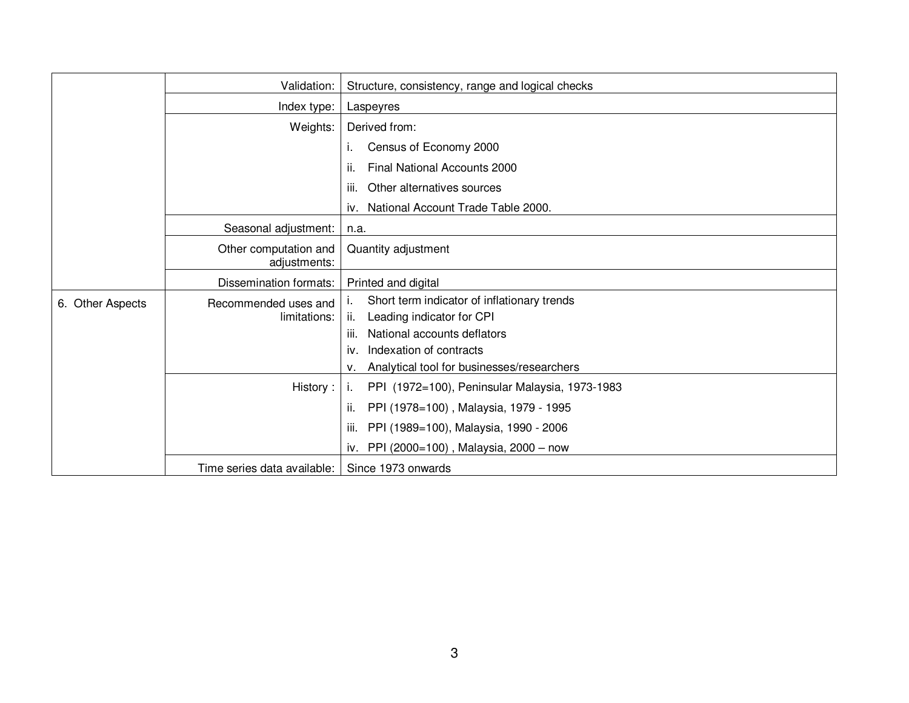| | | |
|---|---|---|
| | Validation: | Structure, consistency, range and logical checks |
| | Index type: | Laspeyres |
| | Weights: | Derived from:<br>i. Census of Economy 2000<br>ii. Final National Accounts 2000<br>iii. Other alternatives sources<br>iv. National Account Trade Table 2000. |
| | Seasonal adjustment: | n.a. |
| | Other computation and adjustments: | Quantity adjustment |
| | Dissemination formats: | Printed and digital |
| 6. Other Aspects | Recommended uses and limitations: | i. Short term indicator of inflationary trends<br>ii. Leading indicator for CPI<br>iii. National accounts deflators<br>iv. Indexation of contracts<br>v. Analytical tool for businesses/researchers |
| | History : | i. PPI (1972=100), Peninsular Malaysia, 1973-1983<br>ii. PPI (1978=100) , Malaysia, 1979 - 1995<br>iii. PPI (1989=100), Malaysia, 1990 - 2006<br>iv. PPI (2000=100) , Malaysia, 2000 – now |
| | Time series data available: | Since 1973 onwards |